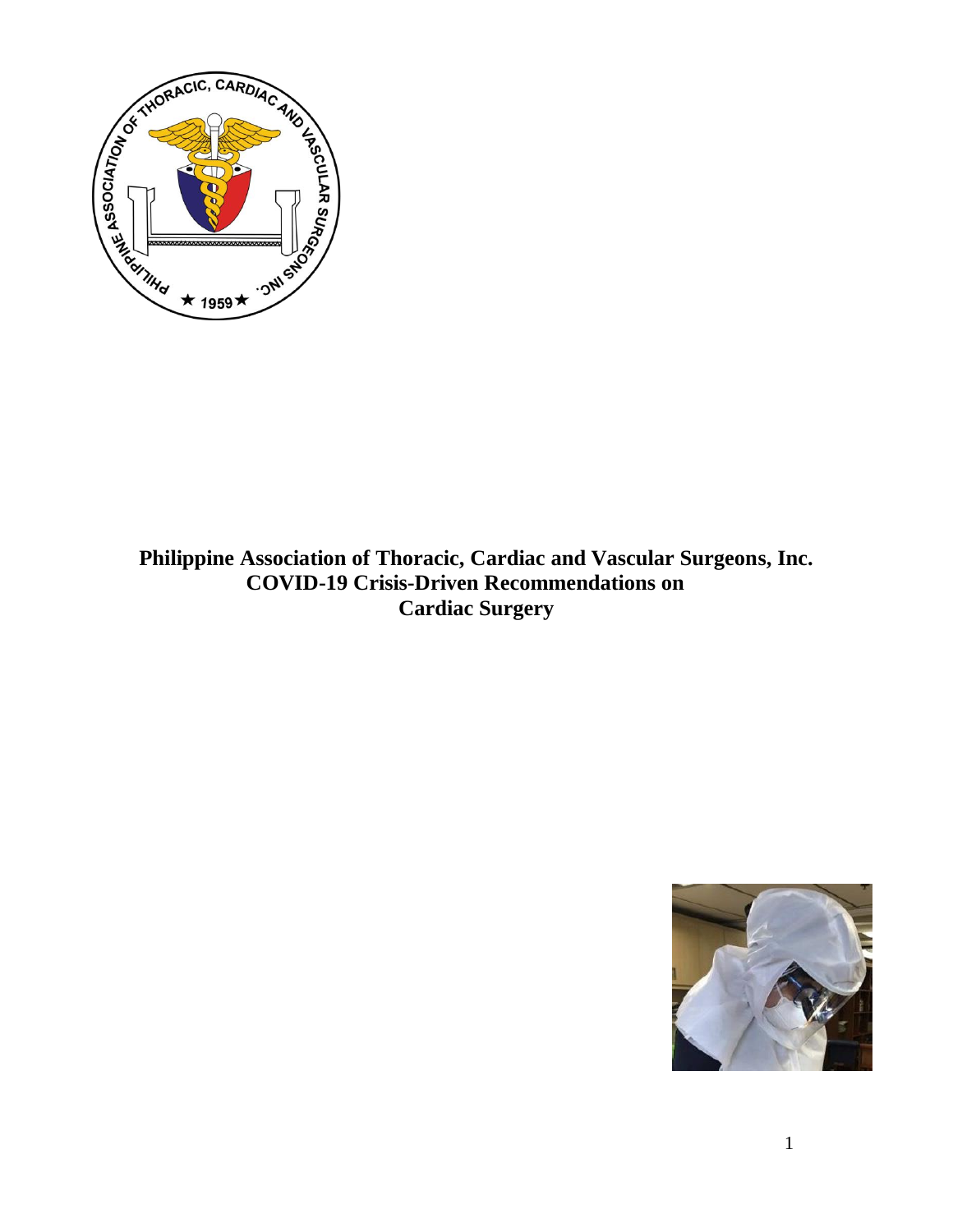# Philippine Association of Thoracic, Cardiac and Vascular Surgeons, Inc.
# COVID-19 Crisis-Driven Recommendations on Cardiac Surgery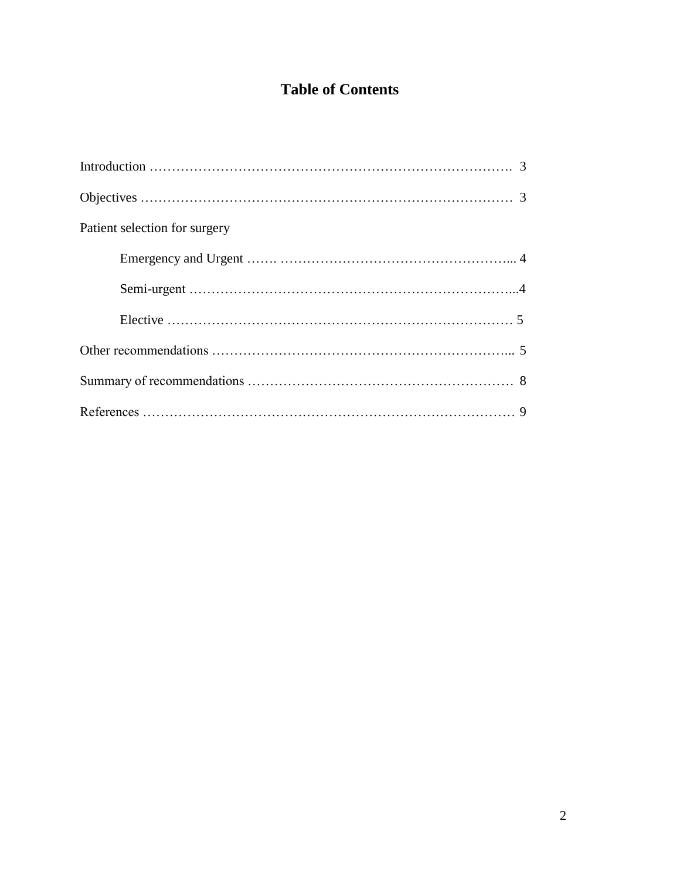# Table of Contents

Introduction ………………………………………………………………………. 3

Objectives ……………………………………………………………………… 3

Patient selection for surgery

- Emergency and Urgent ……. ……………………………………………... 4
- Semi-urgent ………………………………………………………………...4
- Elective …………………………………………………………………… 5

Other recommendations …………………………………………………………... 5

Summary of recommendations …………………………………………………… 8

References ……………………………………………………………………… 9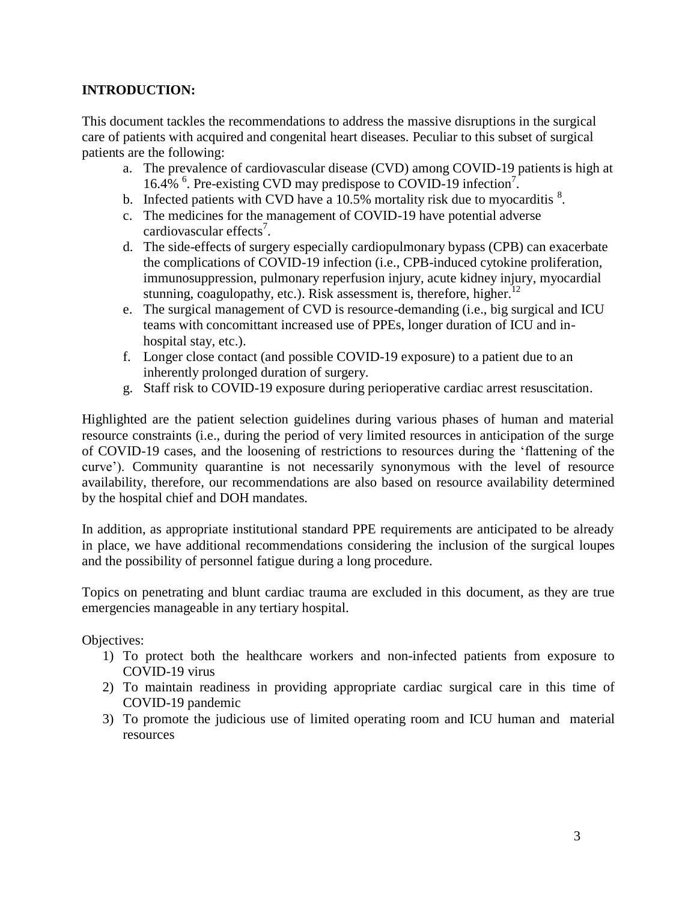**INTRODUCTION:**

This document tackles the recommendations to address the massive disruptions in the surgical care of patients with acquired and congenital heart diseases. Peculiar to this subset of surgical patients are the following:

a. The prevalence of cardiovascular disease (CVD) among COVID-19 patients is high at 16.4% [6]. Pre-existing CVD may predispose to COVID-19 infection[7].
b. Infected patients with CVD have a 10.5% mortality risk due to myocarditis [8].
c. The medicines for the management of COVID-19 have potential adverse cardiovascular effects[7].
d. The side-effects of surgery especially cardiopulmonary bypass (CPB) can exacerbate the complications of COVID-19 infection (i.e., CPB-induced cytokine proliferation, immunosuppression, pulmonary reperfusion injury, acute kidney injury, myocardial stunning, coagulopathy, etc.). Risk assessment is, therefore, higher.[12]
e. The surgical management of CVD is resource-demanding (i.e., big surgical and ICU teams with concomittant increased use of PPEs, longer duration of ICU and in-hospital stay, etc.).
f. Longer close contact (and possible COVID-19 exposure) to a patient due to an inherently prolonged duration of surgery.
g. Staff risk to COVID-19 exposure during perioperative cardiac arrest resuscitation.

Highlighted are the patient selection guidelines during various phases of human and material resource constraints (i.e., during the period of very limited resources in anticipation of the surge of COVID-19 cases, and the loosening of restrictions to resources during the 'flattening of the curve'). Community quarantine is not necessarily synonymous with the level of resource availability, therefore, our recommendations are also based on resource availability determined by the hospital chief and DOH mandates.

In addition, as appropriate institutional standard PPE requirements are anticipated to be already in place, we have additional recommendations considering the inclusion of the surgical loupes and the possibility of personnel fatigue during a long procedure.

Topics on penetrating and blunt cardiac trauma are excluded in this document, as they are true emergencies manageable in any tertiary hospital.

Objectives:

1) To protect both the healthcare workers and non-infected patients from exposure to COVID-19 virus
2) To maintain readiness in providing appropriate cardiac surgical care in this time of COVID-19 pandemic
3) To promote the judicious use of limited operating room and ICU human and material resources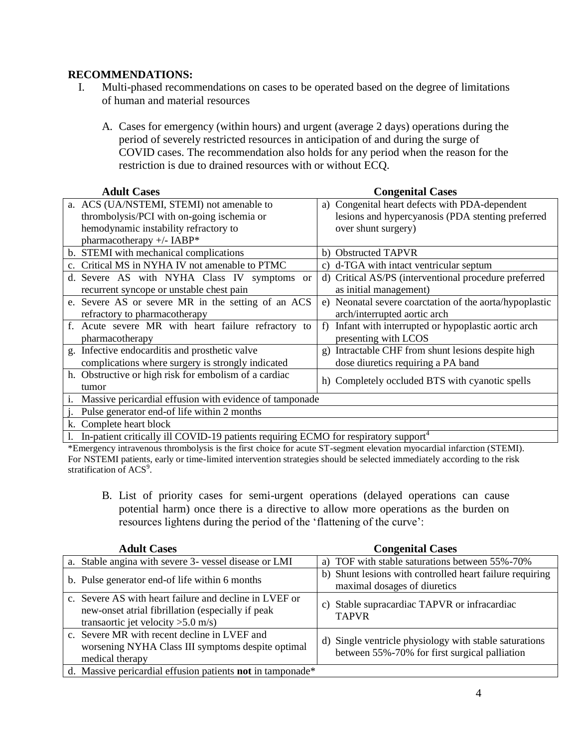**RECOMMENDATIONS:**

I. Multi-phased recommendations on cases to be operated based on the degree of limitations of human and material resources

A. Cases for emergency (within hours) and urgent (average 2 days) operations during the period of severely restricted resources in anticipation of and during the surge of COVID cases. The recommendation also holds for any period when the reason for the restriction is due to drained resources with or without ECQ.

| Adult Cases | Congenital Cases |
|---|---|
| a. ACS (UA/NSTEMI, STEMI) not amenable to thrombolysis/PCI with on-going ischemia or hemodynamic instability refractory to pharmacotherapy +/- IABP* | a) Congenital heart defects with PDA-dependent lesions and hypercyanosis (PDA stenting preferred over shunt surgery) |
| b. STEMI with mechanical complications | b) Obstructed TAPVR |
| c. Critical MS in NYHA IV not amenable to PTMC | c) d-TGA with intact ventricular septum |
| d. Severe AS with NYHA Class IV symptoms or recurrent syncope or unstable chest pain | d) Critical AS/PS (interventional procedure preferred as initial management) |
| e. Severe AS or severe MR in the setting of an ACS refractory to pharmacotherapy | e) Neonatal severe coarctation of the aorta/hypoplastic arch/interrupted aortic arch |
| f. Acute severe MR with heart failure refractory to pharmacotherapy | f) Infant with interrupted or hypoplastic aortic arch presenting with LCOS |
| g. Infective endocarditis and prosthetic valve complications where surgery is strongly indicated | g) Intractable CHF from shunt lesions despite high dose diuretics requiring a PA band |
| h. Obstructive or high risk for embolism of a cardiac tumor | h) Completely occluded BTS with cyanotic spells |
| i. Massive pericardial effusion with evidence of tamponade | |
| j. Pulse generator end-of life within 2 months | |
| k. Complete heart block | |
| l. In-patient critically ill COVID-19 patients requiring ECMO for respiratory support[4] | |

*Emergency intravenous thrombolysis is the first choice for acute ST-segment elevation myocardial infarction (STEMI). For NSTEMI patients, early or time-limited intervention strategies should be selected immediately according to the risk stratification of ACS[9].

B. List of priority cases for semi-urgent operations (delayed operations can cause potential harm) once there is a directive to allow more operations as the burden on resources lightens during the period of the 'flattening of the curve':

| Adult Cases | Congenital Cases |
|---|---|
| a. Stable angina with severe 3- vessel disease or LMI | a) TOF with stable saturations between 55%-70% |
| b. Pulse generator end-of life within 6 months | b) Shunt lesions with controlled heart failure requiring maximal dosages of diuretics |
| c. Severe AS with heart failure and decline in LVEF or new-onset atrial fibrillation (especially if peak transaortic jet velocity >5.0 m/s) | c) Stable supracardiac TAPVR or infracardiac TAPVR |
| c. Severe MR with recent decline in LVEF and worsening NYHA Class III symptoms despite optimal medical therapy | d) Single ventricle physiology with stable saturations between 55%-70% for first surgical palliation |
| d. Massive pericardial effusion patients **not** in tamponade* | |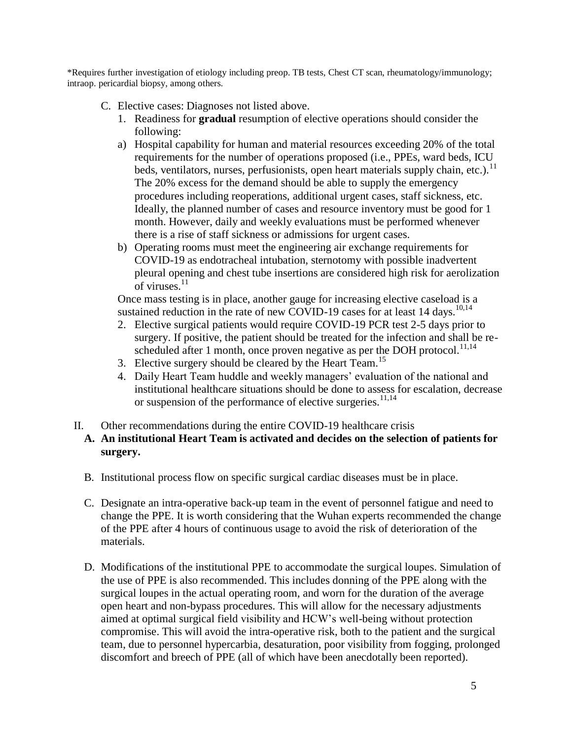*Requires further investigation of etiology including preop. TB tests, Chest CT scan, rheumatology/immunology; intraop. pericardial biopsy, among others.

C. Elective cases: Diagnoses not listed above.

1. Readiness for **gradual** resumption of elective operations should consider the following:

   a) Hospital capability for human and material resources exceeding 20% of the total requirements for the number of operations proposed (i.e., PPEs, ward beds, ICU beds, ventilators, nurses, perfusionists, open heart materials supply chain, etc.).[11] The 20% excess for the demand should be able to supply the emergency procedures including reoperations, additional urgent cases, staff sickness, etc. Ideally, the planned number of cases and resource inventory must be good for 1 month. However, daily and weekly evaluations must be performed whenever there is a rise of staff sickness or admissions for urgent cases.

   b) Operating rooms must meet the engineering air exchange requirements for COVID-19 as endotracheal intubation, sternotomy with possible inadvertent pleural opening and chest tube insertions are considered high risk for aerolization of viruses.[11]

   Once mass testing is in place, another gauge for increasing elective caseload is a sustained reduction in the rate of new COVID-19 cases for at least 14 days.[10,14]

2. Elective surgical patients would require COVID-19 PCR test 2-5 days prior to surgery. If positive, the patient should be treated for the infection and shall be re-scheduled after 1 month, once proven negative as per the DOH protocol.[11,14]
3. Elective surgery should be cleared by the Heart Team.[15]
4. Daily Heart Team huddle and weekly managers' evaluation of the national and institutional healthcare situations should be done to assess for escalation, decrease or suspension of the performance of elective surgeries.[11,14]

II. Other recommendations during the entire COVID-19 healthcare crisis

**A. An institutional Heart Team is activated and decides on the selection of patients for surgery.**

B. Institutional process flow on specific surgical cardiac diseases must be in place.

C. Designate an intra-operative back-up team in the event of personnel fatigue and need to change the PPE. It is worth considering that the Wuhan experts recommended the change of the PPE after 4 hours of continuous usage to avoid the risk of deterioration of the materials.

D. Modifications of the institutional PPE to accommodate the surgical loupes. Simulation of the use of PPE is also recommended. This includes donning of the PPE along with the surgical loupes in the actual operating room, and worn for the duration of the average open heart and non-bypass procedures. This will allow for the necessary adjustments aimed at optimal surgical field visibility and HCW's well-being without protection compromise. This will avoid the intra-operative risk, both to the patient and the surgical team, due to personnel hypercarbia, desaturation, poor visibility from fogging, prolonged discomfort and breech of PPE (all of which have been anecdotally been reported).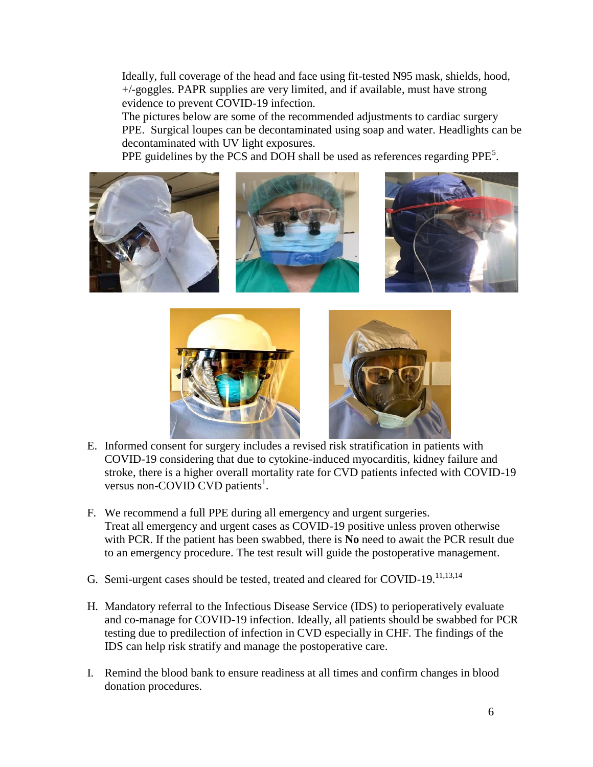Ideally, full coverage of the head and face using fit-tested N95 mask, shields, hood, +/-goggles. PAPR supplies are very limited, and if available, must have strong evidence to prevent COVID-19 infection.

The pictures below are some of the recommended adjustments to cardiac surgery PPE. Surgical loupes can be decontaminated using soap and water. Headlights can be decontaminated with UV light exposures.

PPE guidelines by the PCS and DOH shall be used as references regarding PPE[5].

E. Informed consent for surgery includes a revised risk stratification in patients with COVID-19 considering that due to cytokine-induced myocarditis, kidney failure and stroke, there is a higher overall mortality rate for CVD patients infected with COVID-19 versus non-COVID CVD patients[1].

F. We recommend a full PPE during all emergency and urgent surgeries. Treat all emergency and urgent cases as COVID-19 positive unless proven otherwise with PCR. If the patient has been swabbed, there is **No** need to await the PCR result due to an emergency procedure. The test result will guide the postoperative management.

G. Semi-urgent cases should be tested, treated and cleared for COVID-19.[11,13,14]

H. Mandatory referral to the Infectious Disease Service (IDS) to perioperatively evaluate and co-manage for COVID-19 infection. Ideally, all patients should be swabbed for PCR testing due to predilection of infection in CVD especially in CHF. The findings of the IDS can help risk stratify and manage the postoperative care.

I. Remind the blood bank to ensure readiness at all times and confirm changes in blood donation procedures.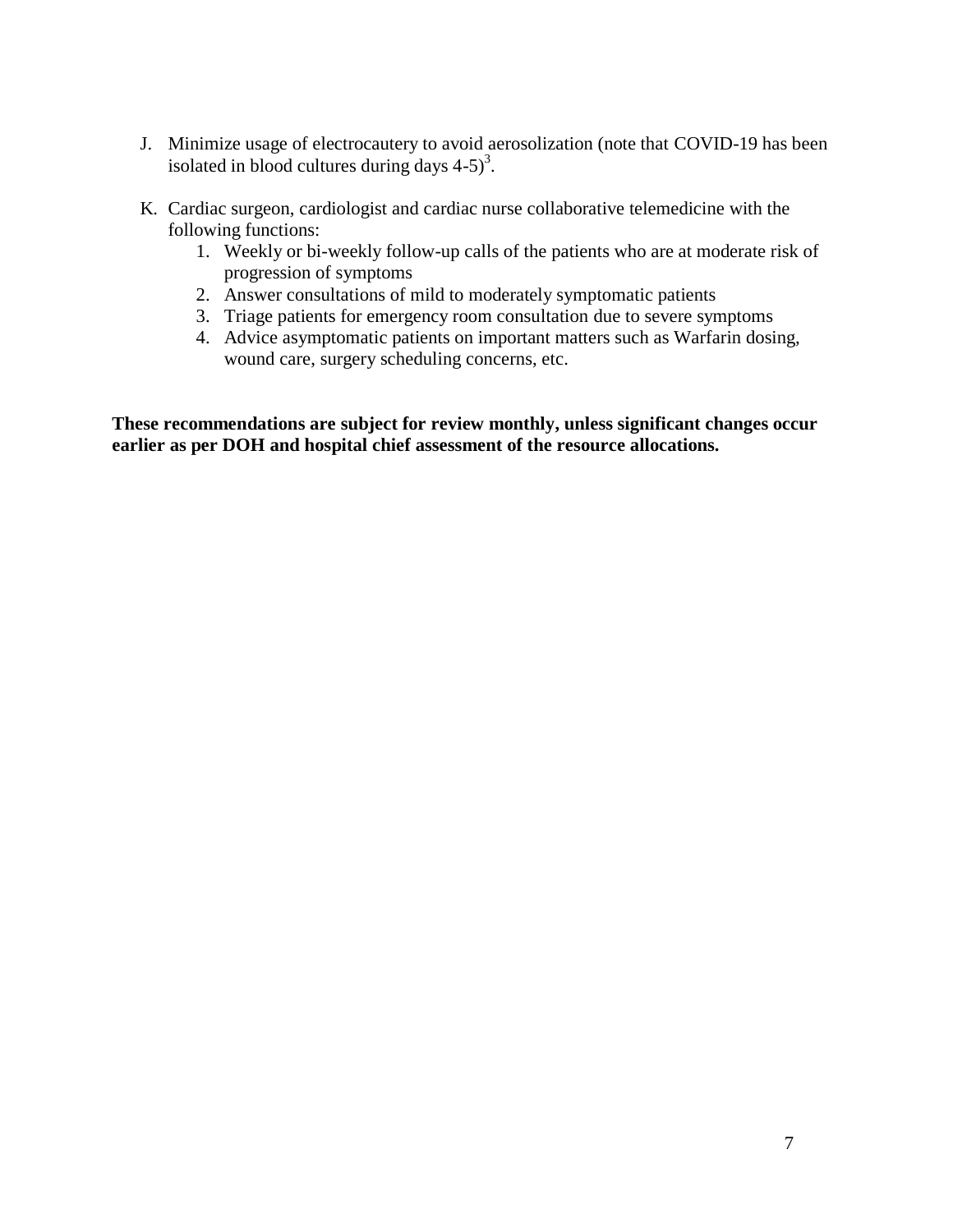J. Minimize usage of electrocautery to avoid aerosolization (note that COVID-19 has been isolated in blood cultures during days 4-5)[3].

K. Cardiac surgeon, cardiologist and cardiac nurse collaborative telemedicine with the following functions:
   1. Weekly or bi-weekly follow-up calls of the patients who are at moderate risk of progression of symptoms
   2. Answer consultations of mild to moderately symptomatic patients
   3. Triage patients for emergency room consultation due to severe symptoms
   4. Advice asymptomatic patients on important matters such as Warfarin dosing, wound care, surgery scheduling concerns, etc.

**These recommendations are subject for review monthly, unless significant changes occur earlier as per DOH and hospital chief assessment of the resource allocations.**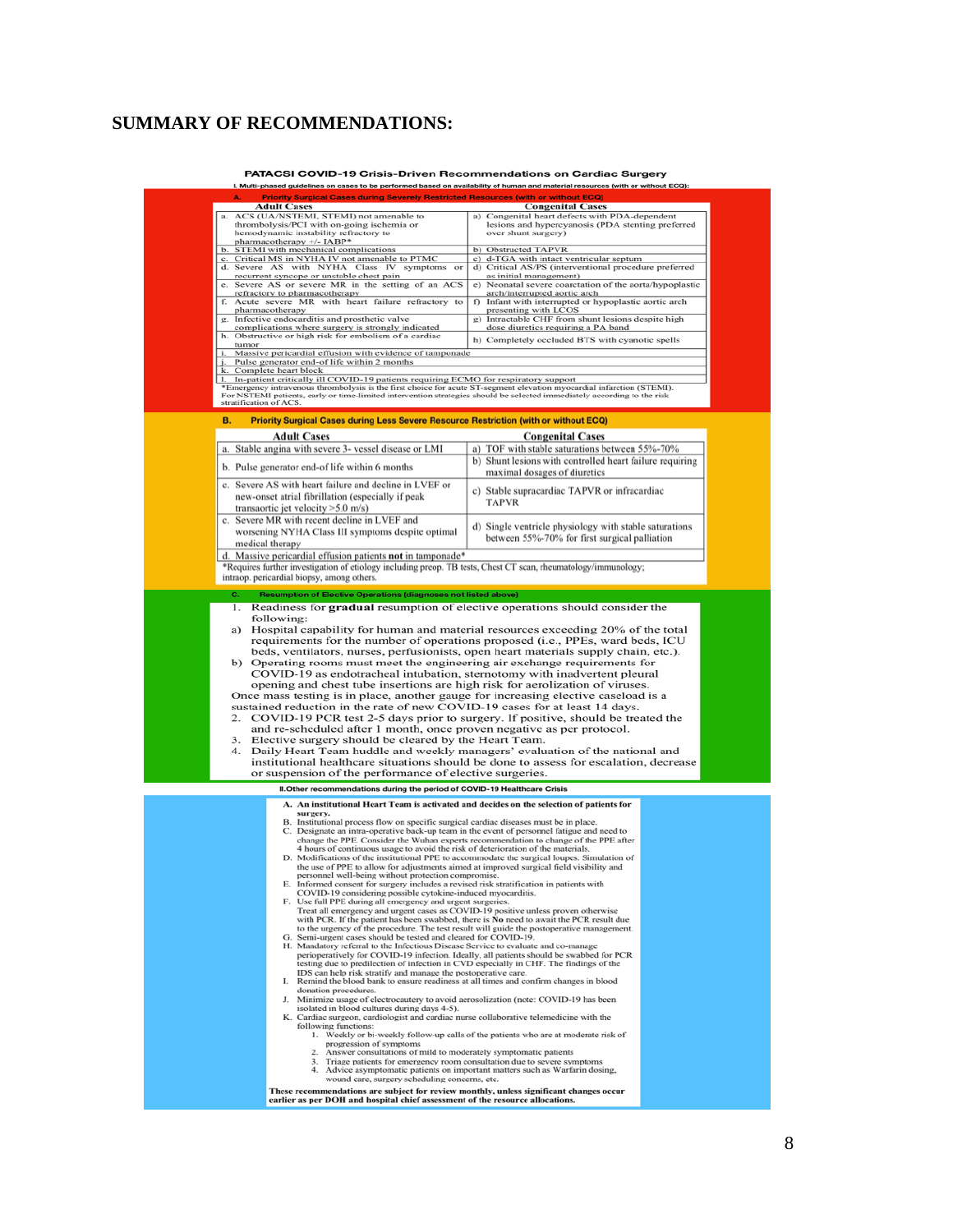**SUMMARY OF RECOMMENDATIONS:**

**PATACSI COVID-19 Crisis-Driven Recommendations on Cardiac Surgery**

**I. Multi-phased guidelines on cases to be performed based on availability of human and material resources (with or without ECQ):**

**A. Priority Surgical Cases during Severely Restricted Resources (with or without ECQ)**

| Adult Cases | Congenital Cases |
|---|---|
| a. ACS (UA/NSTEMI, STEMI) not amenable to thrombolysis/PCI with on-going ischemia or hemodynamic instability refractory to pharmacotherapy +/- IABP* | a) Congenital heart defects with PDA-dependent lesions and hypercyanosis (PDA stenting preferred over shunt surgery) |
| b. STEMI with mechanical complications | b) Obstructed TAPVR |
| c. Critical MS in NYHA IV not amenable to PTMC | c) d-TGA with intact ventricular septum |
| d. Severe AS with NYHA Class IV symptoms or recurrent syncope or unstable chest pain | d) Critical AS/PS (interventional procedure preferred as initial management) |
| e. Severe AS or severe MR in the setting of an ACS refractory to pharmacotherapy | e) Neonatal severe coarctation of the aorta/hypoplastic arch/interrupted aortic arch |
| f. Acute severe MR with heart failure refractory to pharmacotherapy | f) Infant with interrupted or hypoplastic aortic arch presenting with LCOS |
| g. Infective endocarditis and prosthetic valve complications where surgery is strongly indicated | g) Intractable CHF from shunt lesions despite high dose diuretics requiring a PA band |
| h. Obstructive or high risk for embolism of a cardiac tumor | h) Completely occluded BTS with cyanotic spells |
| i. Massive pericardial effusion with evidence of tamponade | |
| j. Pulse generator end-of life within 2 months | |
| k. Complete heart block | |
| l. In-patient critically ill COVID-19 patients requiring ECMO for respiratory support | |

*Emergency intravenous thrombolysis is the first choice for acute ST-segment elevation myocardial infarction (STEMI). For NSTEMI patients, early or time-limited intervention strategies should be selected immediately according to the risk stratification of ACS.

**B. Priority Surgical Cases during Less Severe Resource Restriction (with or without ECQ)**

| Adult Cases | Congenital Cases |
|---|---|
| a. Stable angina with severe 3- vessel disease or LMI | a) TOF with stable saturations between 55%-70% |
| b. Pulse generator end-of life within 6 months | b) Shunt lesions with controlled heart failure requiring maximal dosages of diuretics |
| c. Severe AS with heart failure and decline in LVEF or new-onset atrial fibrillation (especially if peak transaortic jet velocity >5.0 m/s) | c) Stable supracardiac TAPVR or infracardiac TAPVR |
| c. Severe MR with recent decline in LVEF and worsening NYHA Class III symptoms despite optimal medical therapy | d) Single ventricle physiology with stable saturations between 55%-70% for first surgical palliation |
| d. Massive pericardial effusion patients **not** in tamponade* | |

*Requires further investigation of etiology including preop. TB tests, Chest CT scan, rheumatology/immunology; intraop. pericardial biopsy, among others.

**C. Resumption of Elective Operations (diagnoses not listed above)**

1. Readiness for **gradual** resumption of elective operations should consider the following:
   a) Hospital capability for human and material resources exceeding 20% of the total requirements for the number of operations proposed (i.e., PPEs, ward beds, ICU beds, ventilators, nurses, perfusionists, open heart materials supply chain, etc.).
   b) Operating rooms must meet the engineering air exchange requirements for COVID-19 as endotracheal intubation, sternotomy with inadvertent pleural opening and chest tube insertions are high risk for aerolization of viruses.

   Once mass testing is in place, another gauge for increasing elective caseload is a sustained reduction in the rate of new COVID-19 cases for at least 14 days.
2. COVID-19 PCR test 2-5 days prior to surgery. If positive, should be treated the and re-scheduled after 1 month, once proven negative as per protocol.
3. Elective surgery should be cleared by the Heart Team.
4. Daily Heart Team huddle and weekly managers' evaluation of the national and institutional healthcare situations should be done to assess for escalation, decrease or suspension of the performance of elective surgeries.

**II. Other recommendations during the period of COVID-19 Healthcare Crisis**

A. **An institutional Heart Team is activated and decides on the selection of patients for surgery.**
B. Institutional process flow on specific surgical cardiac diseases must be in place.
C. Designate an intra-operative back-up team in the event of personnel fatigue and need to change the PPE. Consider the Wuhan experts recommendation to change of the PPE after 4 hours of continuous usage to avoid the risk of deterioration of the materials.
D. Modifications of the institutional PPE to accommodate the surgical loupes. Simulation of the use of PPE to allow for adjustments aimed at improved surgical field visibility and personnel well-being without protection compromise.
E. Informed consent for surgery includes a revised risk stratification in patients with COVID-19 considering possible cytokine-induced myocarditis.
F. Use full PPE during all emergency and urgent surgeries.
   Treat all emergency and urgent cases as COVID-19 positive unless proven otherwise with PCR. If the patient has been swabbed, there is **No** need to await the PCR result due to the urgency of the procedure. The test result will guide the postoperative management.
G. Semi-urgent cases should be tested and cleared for COVID-19.
H. Mandatory referral to the Infectious Disease Service to evaluate and co-manage perioperatively for COVID-19 infection. Ideally, all patients should be swabbed for PCR testing due to predilection of infection in CVD especially in CHF. The findings of the IDS can help risk stratify and manage the postoperative care.
I. Remind the blood bank to ensure readiness at all times and confirm changes in blood donation procedures.
J. Minimize usage of electrocautery to avoid aerosolization (note: COVID-19 has been isolated in blood cultures during days 4-5).
K. Cardiac surgeon, cardiologist and cardiac nurse collaborative telemedicine with the following functions:
   1. Weekly or bi-weekly follow-up calls of the patients who are at moderate risk of progression of symptoms
   2. Answer consultations of mild to moderately symptomatic patients
   3. Triage patients for emergency room consultation due to severe symptoms
   4. Advice asymptomatic patients on important matters such as Warfarin dosing, wound care, surgery scheduling concerns, etc.

**These recommendations are subject for review monthly, unless significant changes occur earlier as per DOH and hospital chief assessment of the resource allocations.**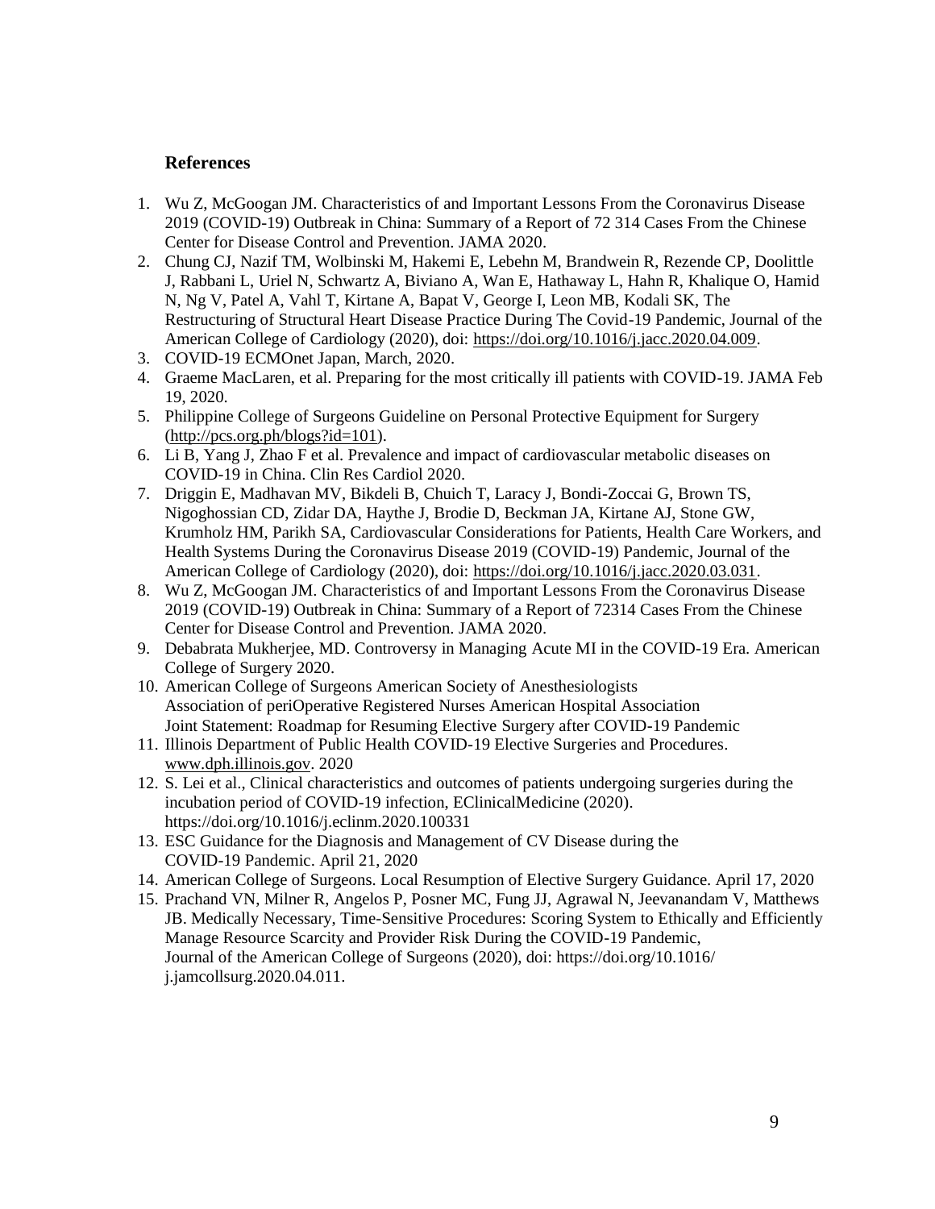## References

1. Wu Z, McGoogan JM. Characteristics of and Important Lessons From the Coronavirus Disease 2019 (COVID-19) Outbreak in China: Summary of a Report of 72 314 Cases From the Chinese Center for Disease Control and Prevention. JAMA 2020.
2. Chung CJ, Nazif TM, Wolbinski M, Hakemi E, Lebehn M, Brandwein R, Rezende CP, Doolittle J, Rabbani L, Uriel N, Schwartz A, Biviano A, Wan E, Hathaway L, Hahn R, Khalique O, Hamid N, Ng V, Patel A, Vahl T, Kirtane A, Bapat V, George I, Leon MB, Kodali SK, The Restructuring of Structural Heart Disease Practice During The Covid-19 Pandemic, Journal of the American College of Cardiology (2020), doi: https://doi.org/10.1016/j.jacc.2020.04.009.
3. COVID-19 ECMOnet Japan, March, 2020.
4. Graeme MacLaren, et al. Preparing for the most critically ill patients with COVID-19. JAMA Feb 19, 2020.
5. Philippine College of Surgeons Guideline on Personal Protective Equipment for Surgery (http://pcs.org.ph/blogs?id=101).
6. Li B, Yang J, Zhao F et al. Prevalence and impact of cardiovascular metabolic diseases on COVID-19 in China. Clin Res Cardiol 2020.
7. Driggin E, Madhavan MV, Bikdeli B, Chuich T, Laracy J, Bondi-Zoccai G, Brown TS, Nigoghossian CD, Zidar DA, Haythe J, Brodie D, Beckman JA, Kirtane AJ, Stone GW, Krumholz HM, Parikh SA, Cardiovascular Considerations for Patients, Health Care Workers, and Health Systems During the Coronavirus Disease 2019 (COVID-19) Pandemic, Journal of the American College of Cardiology (2020), doi: https://doi.org/10.1016/j.jacc.2020.03.031.
8. Wu Z, McGoogan JM. Characteristics of and Important Lessons From the Coronavirus Disease 2019 (COVID-19) Outbreak in China: Summary of a Report of 72314 Cases From the Chinese Center for Disease Control and Prevention. JAMA 2020.
9. Debabrata Mukherjee, MD. Controversy in Managing Acute MI in the COVID-19 Era. American College of Surgery 2020.
10. American College of Surgeons American Society of Anesthesiologists Association of periOperative Registered Nurses American Hospital Association Joint Statement: Roadmap for Resuming Elective Surgery after COVID-19 Pandemic
11. Illinois Department of Public Health COVID-19 Elective Surgeries and Procedures. www.dph.illinois.gov. 2020
12. S. Lei et al., Clinical characteristics and outcomes of patients undergoing surgeries during the incubation period of COVID-19 infection, EClinicalMedicine (2020). https://doi.org/10.1016/j.eclinm.2020.100331
13. ESC Guidance for the Diagnosis and Management of CV Disease during the COVID-19 Pandemic. April 21, 2020
14. American College of Surgeons. Local Resumption of Elective Surgery Guidance. April 17, 2020
15. Prachand VN, Milner R, Angelos P, Posner MC, Fung JJ, Agrawal N, Jeevanandam V, Matthews JB. Medically Necessary, Time-Sensitive Procedures: Scoring System to Ethically and Efficiently Manage Resource Scarcity and Provider Risk During the COVID-19 Pandemic, Journal of the American College of Surgeons (2020), doi: https://doi.org/10.1016/ j.jamcollsurg.2020.04.011.